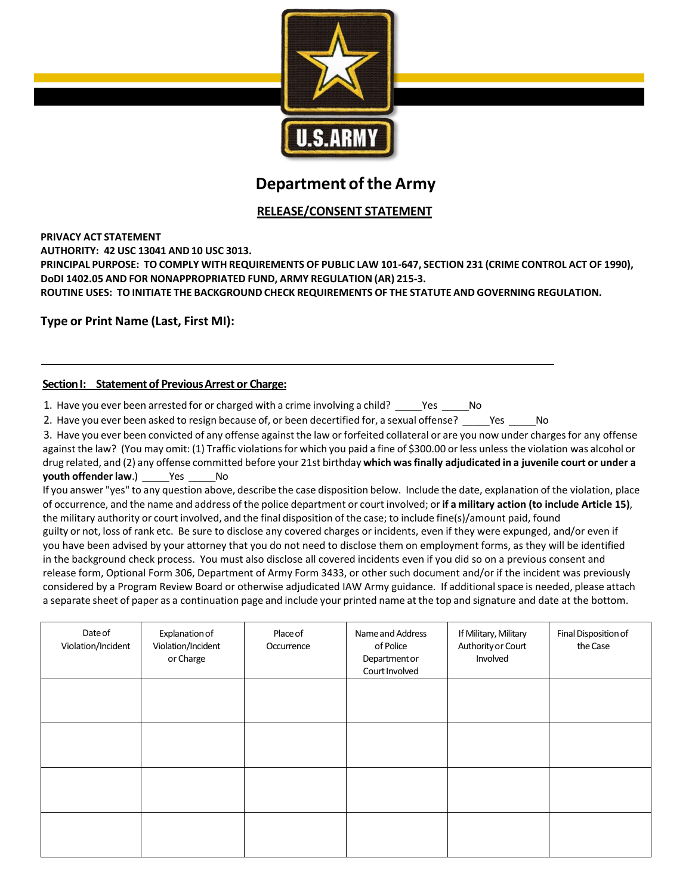# Department of the Army

## RELEASE/CONSENT STATEMENT

**PRIVACY ACT STATEMENT**
**AUTHORITY: 42 USC 13041 AND 10 USC 3013.**
**PRINCIPAL PURPOSE: TO COMPLY WITH REQUIREMENTS OF PUBLIC LAW 101-647, SECTION 231 (CRIME CONTROL ACT OF 1990), DoDI 1402.05 AND FOR NONAPPROPRIATED FUND, ARMY REGULATION (AR) 215-3.**
**ROUTINE USES: TO INITIATE THE BACKGROUND CHECK REQUIREMENTS OF THE STATUTE AND GOVERNING REGULATION.**

**Type or Print Name (Last, First MI):**

_______________________________________________________________

**Section I: Statement of Previous Arrest or Charge:**

1. Have you ever been arrested for or charged with a crime involving a child? _____Yes _____No
2. Have you ever been asked to resign because of, or been decertified for, a sexual offense? _____Yes _____No
3. Have you ever been convicted of any offense against the law or forfeited collateral or are you now under charges for any offense against the law? (You may omit: (1) Traffic violations for which you paid a fine of $300.00 or less unless the violation was alcohol or drug related, and (2) any offense committed before your 21st birthday **which was finally adjudicated in a juvenile court or under a youth offender law**.) _____Yes _____No

If you answer "yes" to any question above, describe the case disposition below. Include the date, explanation of the violation, place of occurrence, and the name and address of the police department or court involved; or **if a military action (to include Article 15)**, the military authority or court involved, and the final disposition of the case; to include fine(s)/amount paid, found guilty or not, loss of rank etc. Be sure to disclose any covered charges or incidents, even if they were expunged, and/or even if you have been advised by your attorney that you do not need to disclose them on employment forms, as they will be identified in the background check process. You must also disclose all covered incidents even if you did so on a previous consent and release form, Optional Form 306, Department of Army Form 3433, or other such document and/or if the incident was previously considered by a Program Review Board or otherwise adjudicated IAW Army guidance. If additional space is needed, please attach a separate sheet of paper as a continuation page and include your printed name at the top and signature and date at the bottom.

| Date of Violation/Incident | Explanation of Violation/Incident or Charge | Place of Occurrence | Name and Address of Police Department or Court Involved | If Military, Military Authority or Court Involved | Final Disposition of the Case |
|---|---|---|---|---|---|
| | | | | | |
| | | | | | |
| | | | | | |
| | | | | | |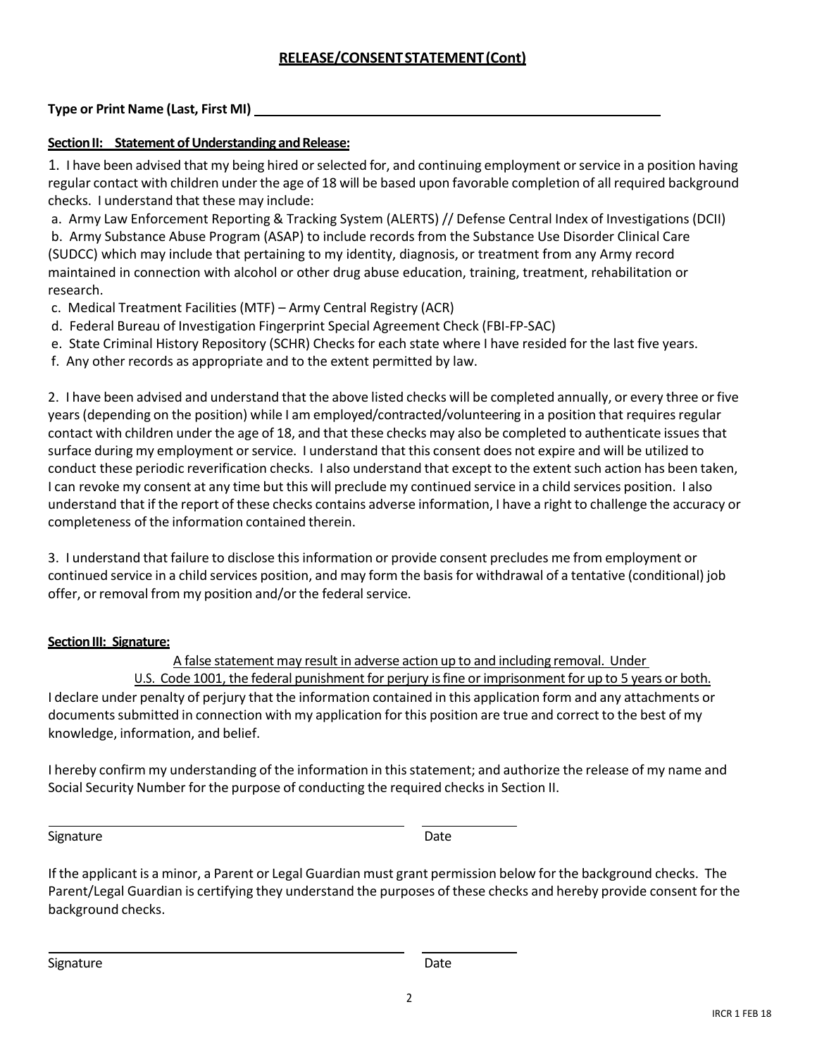## RELEASE/CONSENT STATEMENT (Cont)

**Type or Print Name (Last, First MI)** ______________________________________________

**Section II: Statement of Understanding and Release:**

1. I have been advised that my being hired or selected for, and continuing employment or service in a position having regular contact with children under the age of 18 will be based upon favorable completion of all required background checks. I understand that these may include:

a. Army Law Enforcement Reporting & Tracking System (ALERTS) // Defense Central Index of Investigations (DCII)

b. Army Substance Abuse Program (ASAP) to include records from the Substance Use Disorder Clinical Care (SUDCC) which may include that pertaining to my identity, diagnosis, or treatment from any Army record maintained in connection with alcohol or other drug abuse education, training, treatment, rehabilitation or research.

c. Medical Treatment Facilities (MTF) – Army Central Registry (ACR)

d. Federal Bureau of Investigation Fingerprint Special Agreement Check (FBI-FP-SAC)

e. State Criminal History Repository (SCHR) Checks for each state where I have resided for the last five years.

f. Any other records as appropriate and to the extent permitted by law.

2. I have been advised and understand that the above listed checks will be completed annually, or every three or five years (depending on the position) while I am employed/contracted/volunteering in a position that requires regular contact with children under the age of 18, and that these checks may also be completed to authenticate issues that surface during my employment or service. I understand that this consent does not expire and will be utilized to conduct these periodic reverification checks. I also understand that except to the extent such action has been taken, I can revoke my consent at any time but this will preclude my continued service in a child services position. I also understand that if the report of these checks contains adverse information, I have a right to challenge the accuracy or completeness of the information contained therein.

3. I understand that failure to disclose this information or provide consent precludes me from employment or continued service in a child services position, and may form the basis for withdrawal of a tentative (conditional) job offer, or removal from my position and/or the federal service.

**Section III: Signature:**

A false statement may result in adverse action up to and including removal. Under U.S. Code 1001, the federal punishment for perjury is fine or imprisonment for up to 5 years or both.

I declare under penalty of perjury that the information contained in this application form and any attachments or documents submitted in connection with my application for this position are true and correct to the best of my knowledge, information, and belief.

I hereby confirm my understanding of the information in this statement; and authorize the release of my name and Social Security Number for the purpose of conducting the required checks in Section II.

______________________________________ ____________

Signature Date

If the applicant is a minor, a Parent or Legal Guardian must grant permission below for the background checks. The Parent/Legal Guardian is certifying they understand the purposes of these checks and hereby provide consent for the background checks.

______________________________________ ____________

Signature Date

IRCR 1 FEB 18